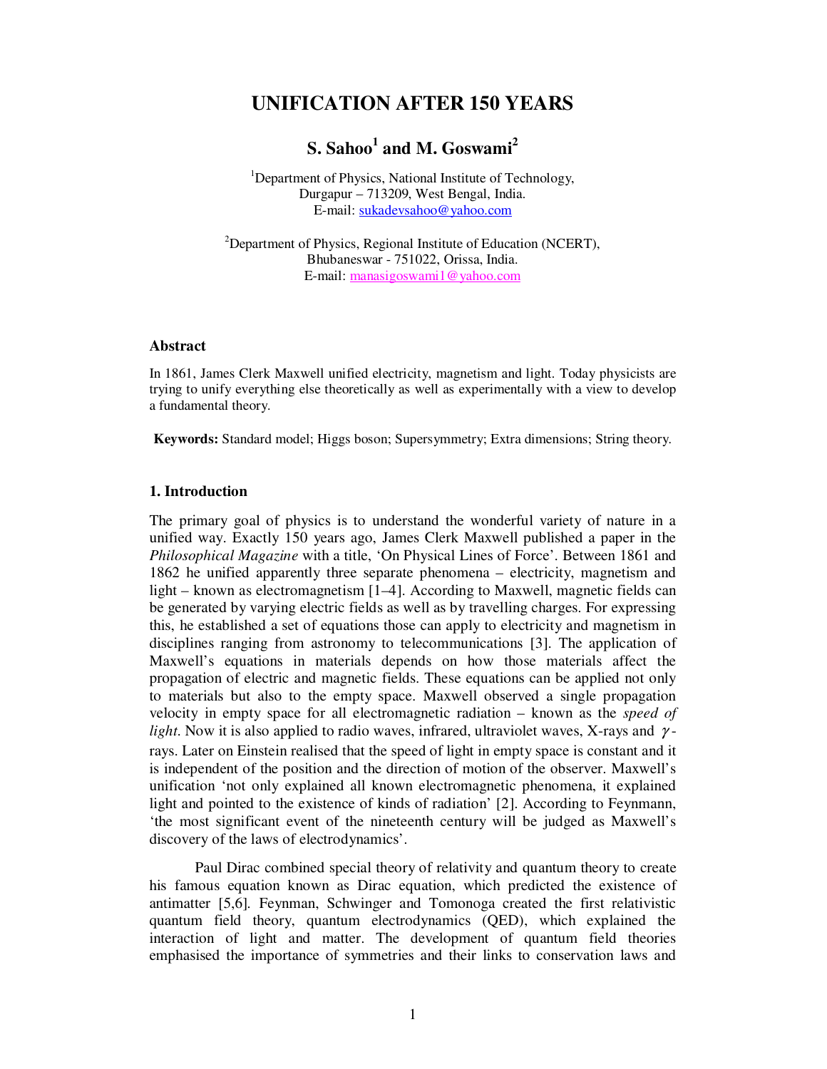# UNIFICATION AFTER 150 YEARS

**S. Sahoo[1] and M. Goswami[2]**

[1]Department of Physics, National Institute of Technology,
Durgapur – 713209, West Bengal, India.
E-mail: sukadevsahoo@yahoo.com

[2]Department of Physics, Regional Institute of Education (NCERT),
Bhubaneswar - 751022, Orissa, India.
E-mail: manasigoswami1@yahoo.com

### Abstract

In 1861, James Clerk Maxwell unified electricity, magnetism and light. Today physicists are trying to unify everything else theoretically as well as experimentally with a view to develop a fundamental theory.

**Keywords:** Standard model; Higgs boson; Supersymmetry; Extra dimensions; String theory.

### 1. Introduction

The primary goal of physics is to understand the wonderful variety of nature in a unified way. Exactly 150 years ago, James Clerk Maxwell published a paper in the *Philosophical Magazine* with a title, 'On Physical Lines of Force'. Between 1861 and 1862 he unified apparently three separate phenomena – electricity, magnetism and light – known as electromagnetism [1–4]. According to Maxwell, magnetic fields can be generated by varying electric fields as well as by travelling charges. For expressing this, he established a set of equations those can apply to electricity and magnetism in disciplines ranging from astronomy to telecommunications [3]. The application of Maxwell's equations in materials depends on how those materials affect the propagation of electric and magnetic fields. These equations can be applied not only to materials but also to the empty space. Maxwell observed a single propagation velocity in empty space for all electromagnetic radiation – known as the *speed of light*. Now it is also applied to radio waves, infrared, ultraviolet waves, X-rays and $\gamma$-rays. Later on Einstein realised that the speed of light in empty space is constant and it is independent of the position and the direction of motion of the observer. Maxwell's unification 'not only explained all known electromagnetic phenomena, it explained light and pointed to the existence of kinds of radiation' [2]. According to Feynmann, 'the most significant event of the nineteenth century will be judged as Maxwell's discovery of the laws of electrodynamics'.

Paul Dirac combined special theory of relativity and quantum theory to create his famous equation known as Dirac equation, which predicted the existence of antimatter [5,6]. Feynman, Schwinger and Tomonoga created the first relativistic quantum field theory, quantum electrodynamics (QED), which explained the interaction of light and matter. The development of quantum field theories emphasised the importance of symmetries and their links to conservation laws and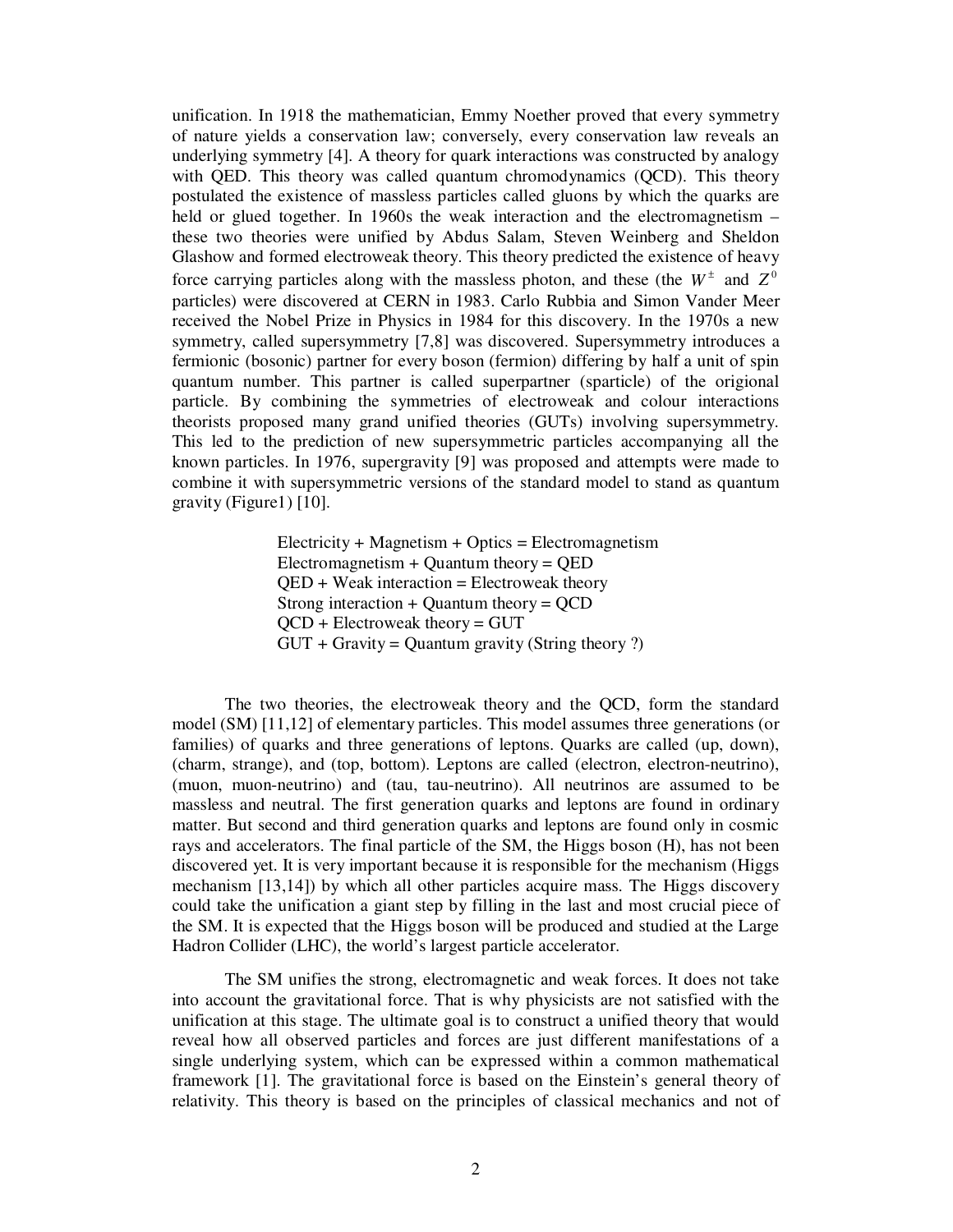unification. In 1918 the mathematician, Emmy Noether proved that every symmetry of nature yields a conservation law; conversely, every conservation law reveals an underlying symmetry [4]. A theory for quark interactions was constructed by analogy with QED. This theory was called quantum chromodynamics (QCD). This theory postulated the existence of massless particles called gluons by which the quarks are held or glued together. In 1960s the weak interaction and the electromagnetism – these two theories were unified by Abdus Salam, Steven Weinberg and Sheldon Glashow and formed electroweak theory. This theory predicted the existence of heavy force carrying particles along with the massless photon, and these (the $W^{\pm}$ and $Z^{0}$ particles) were discovered at CERN in 1983. Carlo Rubbia and Simon Vander Meer received the Nobel Prize in Physics in 1984 for this discovery. In the 1970s a new symmetry, called supersymmetry [7,8] was discovered. Supersymmetry introduces a fermionic (bosonic) partner for every boson (fermion) differing by half a unit of spin quantum number. This partner is called superpartner (sparticle) of the origional particle. By combining the symmetries of electroweak and colour interactions theorists proposed many grand unified theories (GUTs) involving supersymmetry. This led to the prediction of new supersymmetric particles accompanying all the known particles. In 1976, supergravity [9] was proposed and attempts were made to combine it with supersymmetric versions of the standard model to stand as quantum gravity (Figure1) [10].

Electricity + Magnetism + Optics = Electromagnetism
Electromagnetism + Quantum theory = QED
QED + Weak interaction = Electroweak theory
Strong interaction + Quantum theory = QCD
QCD + Electroweak theory = GUT
GUT + Gravity = Quantum gravity (String theory ?)

The two theories, the electroweak theory and the QCD, form the standard model (SM) [11,12] of elementary particles. This model assumes three generations (or families) of quarks and three generations of leptons. Quarks are called (up, down), (charm, strange), and (top, bottom). Leptons are called (electron, electron-neutrino), (muon, muon-neutrino) and (tau, tau-neutrino). All neutrinos are assumed to be massless and neutral. The first generation quarks and leptons are found in ordinary matter. But second and third generation quarks and leptons are found only in cosmic rays and accelerators. The final particle of the SM, the Higgs boson (H), has not been discovered yet. It is very important because it is responsible for the mechanism (Higgs mechanism [13,14]) by which all other particles acquire mass. The Higgs discovery could take the unification a giant step by filling in the last and most crucial piece of the SM. It is expected that the Higgs boson will be produced and studied at the Large Hadron Collider (LHC), the world's largest particle accelerator.

The SM unifies the strong, electromagnetic and weak forces. It does not take into account the gravitational force. That is why physicists are not satisfied with the unification at this stage. The ultimate goal is to construct a unified theory that would reveal how all observed particles and forces are just different manifestations of a single underlying system, which can be expressed within a common mathematical framework [1]. The gravitational force is based on the Einstein's general theory of relativity. This theory is based on the principles of classical mechanics and not of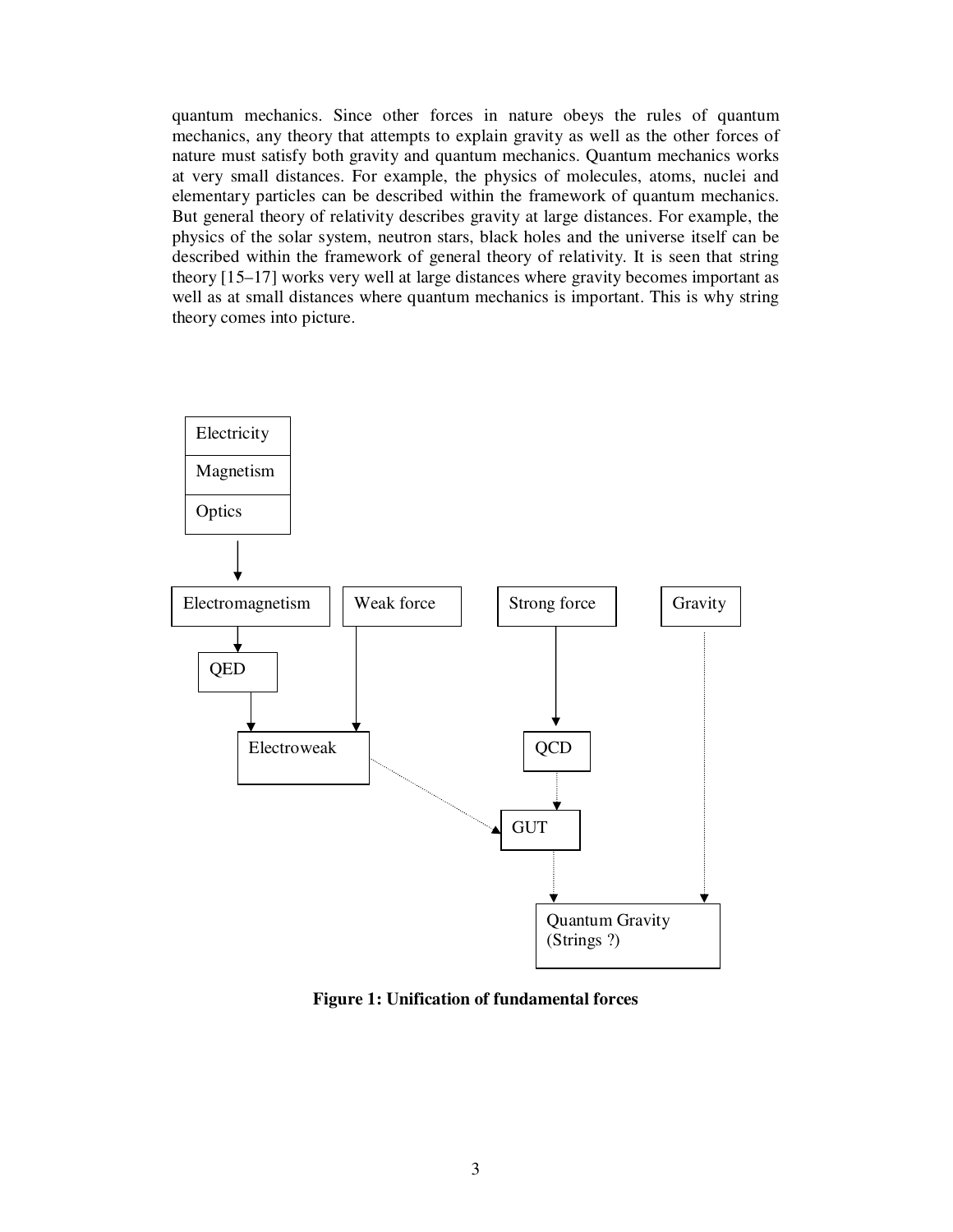quantum mechanics. Since other forces in nature obeys the rules of quantum mechanics, any theory that attempts to explain gravity as well as the other forces of nature must satisfy both gravity and quantum mechanics. Quantum mechanics works at very small distances. For example, the physics of molecules, atoms, nuclei and elementary particles can be described within the framework of quantum mechanics. But general theory of relativity describes gravity at large distances. For example, the physics of the solar system, neutron stars, black holes and the universe itself can be described within the framework of general theory of relativity. It is seen that string theory [15–17] works very well at large distances where gravity becomes important as well as at small distances where quantum mechanics is important. This is why string theory comes into picture.

```
Electricity / Magnetism / Optics → Electromagnetism
Electromagnetism → QED
QED → Electroweak
Weak force → Electroweak
Strong force → QCD
Electroweak ⇢ GUT
QCD ⇢ GUT
GUT ⇢ Quantum Gravity (Strings ?)
Gravity ⇢ Quantum Gravity (Strings ?)
```

**Figure 1: Unification of fundamental forces**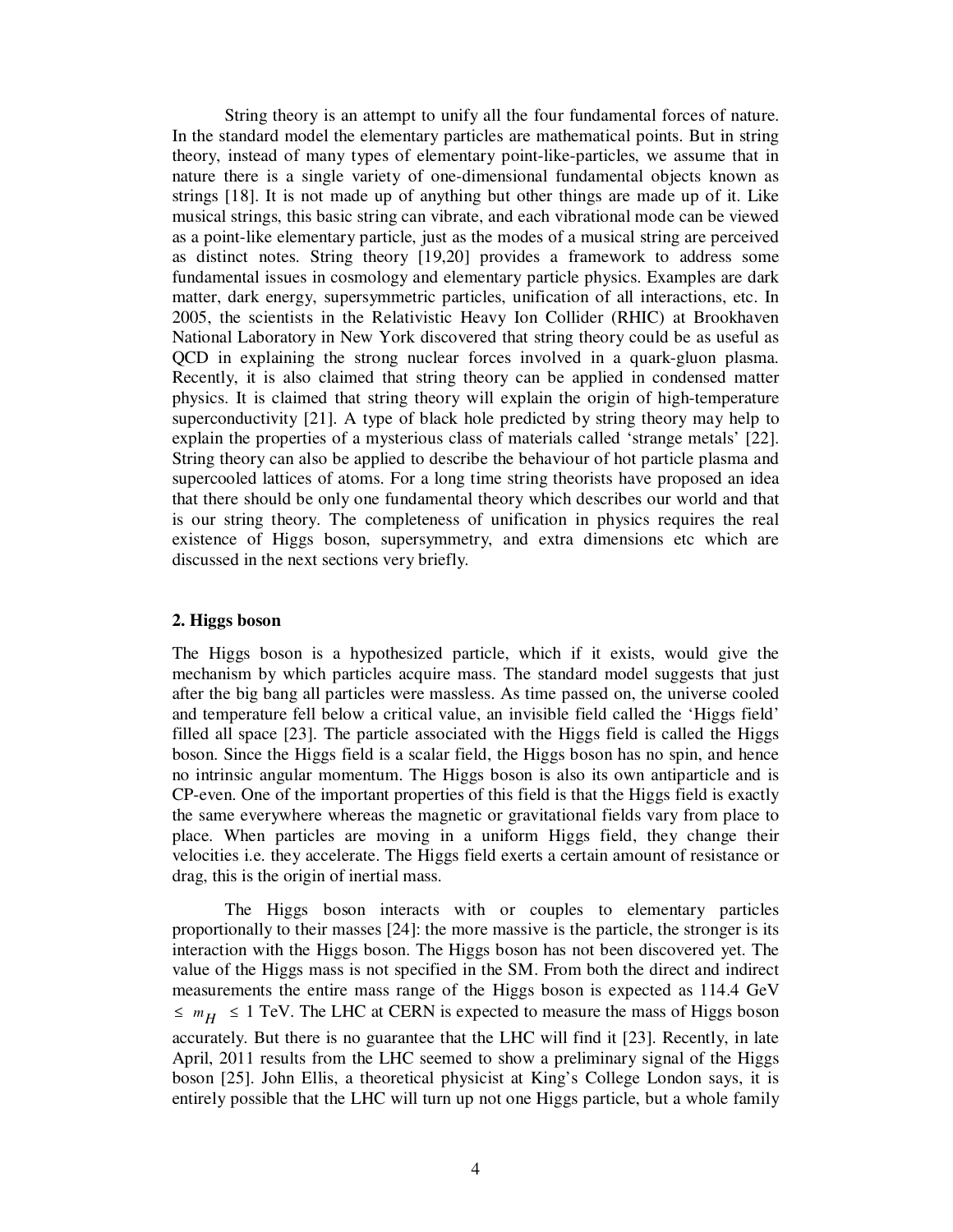String theory is an attempt to unify all the four fundamental forces of nature. In the standard model the elementary particles are mathematical points. But in string theory, instead of many types of elementary point-like-particles, we assume that in nature there is a single variety of one-dimensional fundamental objects known as strings [18]. It is not made up of anything but other things are made up of it. Like musical strings, this basic string can vibrate, and each vibrational mode can be viewed as a point-like elementary particle, just as the modes of a musical string are perceived as distinct notes. String theory [19,20] provides a framework to address some fundamental issues in cosmology and elementary particle physics. Examples are dark matter, dark energy, supersymmetric particles, unification of all interactions, etc. In 2005, the scientists in the Relativistic Heavy Ion Collider (RHIC) at Brookhaven National Laboratory in New York discovered that string theory could be as useful as QCD in explaining the strong nuclear forces involved in a quark-gluon plasma. Recently, it is also claimed that string theory can be applied in condensed matter physics. It is claimed that string theory will explain the origin of high-temperature superconductivity [21]. A type of black hole predicted by string theory may help to explain the properties of a mysterious class of materials called 'strange metals' [22]. String theory can also be applied to describe the behaviour of hot particle plasma and supercooled lattices of atoms. For a long time string theorists have proposed an idea that there should be only one fundamental theory which describes our world and that is our string theory. The completeness of unification in physics requires the real existence of Higgs boson, supersymmetry, and extra dimensions etc which are discussed in the next sections very briefly.

## 2. Higgs boson

The Higgs boson is a hypothesized particle, which if it exists, would give the mechanism by which particles acquire mass. The standard model suggests that just after the big bang all particles were massless. As time passed on, the universe cooled and temperature fell below a critical value, an invisible field called the 'Higgs field' filled all space [23]. The particle associated with the Higgs field is called the Higgs boson. Since the Higgs field is a scalar field, the Higgs boson has no spin, and hence no intrinsic angular momentum. The Higgs boson is also its own antiparticle and is CP-even. One of the important properties of this field is that the Higgs field is exactly the same everywhere whereas the magnetic or gravitational fields vary from place to place. When particles are moving in a uniform Higgs field, they change their velocities i.e. they accelerate. The Higgs field exerts a certain amount of resistance or drag, this is the origin of inertial mass.

The Higgs boson interacts with or couples to elementary particles proportionally to their masses [24]: the more massive is the particle, the stronger is its interaction with the Higgs boson. The Higgs boson has not been discovered yet. The value of the Higgs mass is not specified in the SM. From both the direct and indirect measurements the entire mass range of the Higgs boson is expected as 114.4 GeV $\leq m_H \leq$ 1 TeV. The LHC at CERN is expected to measure the mass of Higgs boson accurately. But there is no guarantee that the LHC will find it [23]. Recently, in late April, 2011 results from the LHC seemed to show a preliminary signal of the Higgs boson [25]. John Ellis, a theoretical physicist at King's College London says, it is entirely possible that the LHC will turn up not one Higgs particle, but a whole family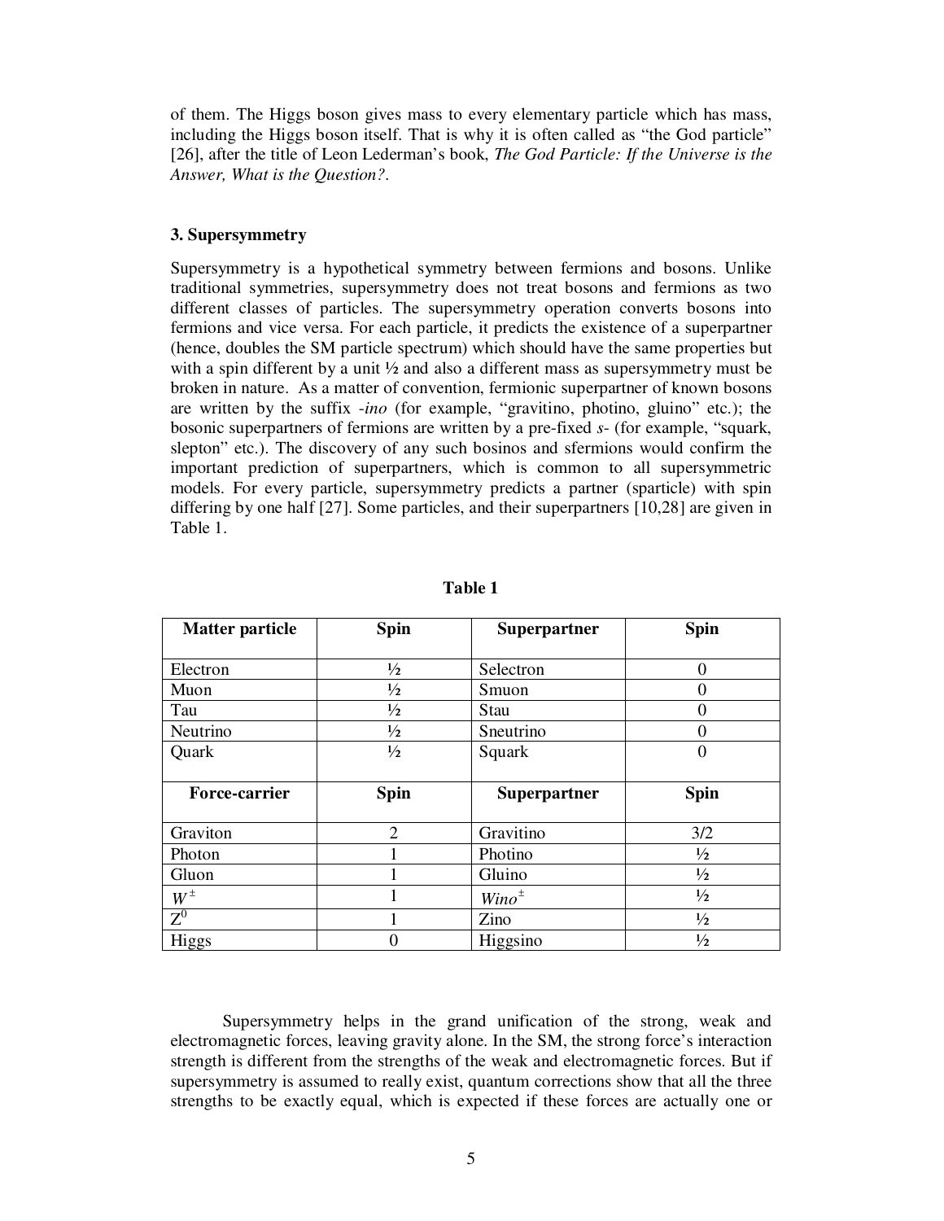of them. The Higgs boson gives mass to every elementary particle which has mass, including the Higgs boson itself. That is why it is often called as "the God particle" [26], after the title of Leon Lederman's book, *The God Particle: If the Universe is the Answer, What is the Question?*.

### 3. Supersymmetry

Supersymmetry is a hypothetical symmetry between fermions and bosons. Unlike traditional symmetries, supersymmetry does not treat bosons and fermions as two different classes of particles. The supersymmetry operation converts bosons into fermions and vice versa. For each particle, it predicts the existence of a superpartner (hence, doubles the SM particle spectrum) which should have the same properties but with a spin different by a unit ½ and also a different mass as supersymmetry must be broken in nature. As a matter of convention, fermionic superpartner of known bosons are written by the suffix *-ino* (for example, "gravitino, photino, gluino" etc.); the bosonic superpartners of fermions are written by a pre-fixed *s-* (for example, "squark, slepton" etc.). The discovery of any such bosinos and sfermions would confirm the important prediction of superpartners, which is common to all supersymmetric models. For every particle, supersymmetry predicts a partner (sparticle) with spin differing by one half [27]. Some particles, and their superpartners [10,28] are given in Table 1.

**Table 1**

| Matter particle | Spin | Superpartner | Spin |
|---|---|---|---|
| Electron | ½ | Selectron | 0 |
| Muon | ½ | Smuon | 0 |
| Tau | ½ | Stau | 0 |
| Neutrino | ½ | Sneutrino | 0 |
| Quark | ½ | Squark | 0 |
| **Force-carrier** | **Spin** | **Superpartner** | **Spin** |
| Graviton | 2 | Gravitino | 3/2 |
| Photon | 1 | Photino | ½ |
| Gluon | 1 | Gluino | ½ |
| $W^{\pm}$ | 1 | $Wino^{\pm}$ | ½ |
| $Z^0$ | 1 | Zino | ½ |
| Higgs | 0 | Higgsino | ½ |

Supersymmetry helps in the grand unification of the strong, weak and electromagnetic forces, leaving gravity alone. In the SM, the strong force's interaction strength is different from the strengths of the weak and electromagnetic forces. But if supersymmetry is assumed to really exist, quantum corrections show that all the three strengths to be exactly equal, which is expected if these forces are actually one or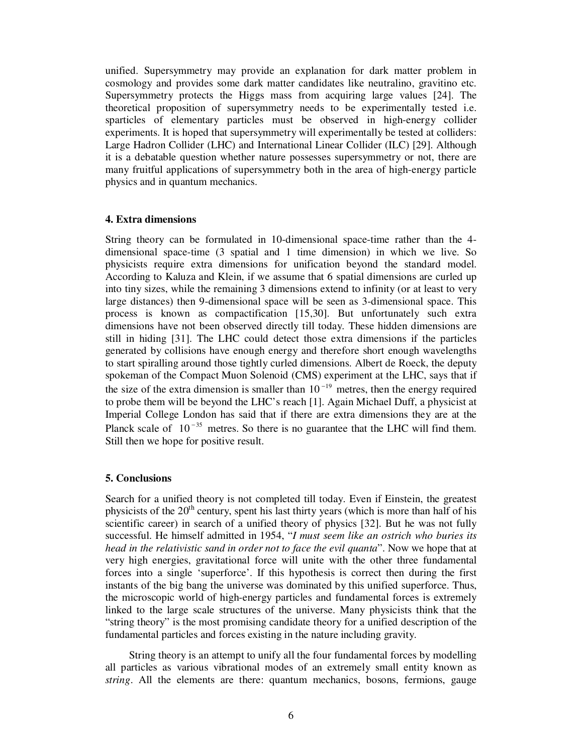unified. Supersymmetry may provide an explanation for dark matter problem in cosmology and provides some dark matter candidates like neutralino, gravitino etc. Supersymmetry protects the Higgs mass from acquiring large values [24]. The theoretical proposition of supersymmetry needs to be experimentally tested i.e. sparticles of elementary particles must be observed in high-energy collider experiments. It is hoped that supersymmetry will experimentally be tested at colliders: Large Hadron Collider (LHC) and International Linear Collider (ILC) [29]. Although it is a debatable question whether nature possesses supersymmetry or not, there are many fruitful applications of supersymmetry both in the area of high-energy particle physics and in quantum mechanics.

### 4. Extra dimensions

String theory can be formulated in 10-dimensional space-time rather than the 4-dimensional space-time (3 spatial and 1 time dimension) in which we live. So physicists require extra dimensions for unification beyond the standard model. According to Kaluza and Klein, if we assume that 6 spatial dimensions are curled up into tiny sizes, while the remaining 3 dimensions extend to infinity (or at least to very large distances) then 9-dimensional space will be seen as 3-dimensional space. This process is known as compactification [15,30]. But unfortunately such extra dimensions have not been observed directly till today. These hidden dimensions are still in hiding [31]. The LHC could detect those extra dimensions if the particles generated by collisions have enough energy and therefore short enough wavelengths to start spiralling around those tightly curled dimensions. Albert de Roeck, the deputy spokeman of the Compact Muon Solenoid (CMS) experiment at the LHC, says that if the size of the extra dimension is smaller than $10^{-19}$ metres, then the energy required to probe them will be beyond the LHC's reach [1]. Again Michael Duff, a physicist at Imperial College London has said that if there are extra dimensions they are at the Planck scale of $10^{-35}$ metres. So there is no guarantee that the LHC will find them. Still then we hope for positive result.

### 5. Conclusions

Search for a unified theory is not completed till today. Even if Einstein, the greatest physicists of the 20$^{th}$ century, spent his last thirty years (which is more than half of his scientific career) in search of a unified theory of physics [32]. But he was not fully successful. He himself admitted in 1954, "*I must seem like an ostrich who buries its head in the relativistic sand in order not to face the evil quanta*". Now we hope that at very high energies, gravitational force will unite with the other three fundamental forces into a single 'superforce'. If this hypothesis is correct then during the first instants of the big bang the universe was dominated by this unified superforce. Thus, the microscopic world of high-energy particles and fundamental forces is extremely linked to the large scale structures of the universe. Many physicists think that the "string theory" is the most promising candidate theory for a unified description of the fundamental particles and forces existing in the nature including gravity.

String theory is an attempt to unify all the four fundamental forces by modelling all particles as various vibrational modes of an extremely small entity known as *string*. All the elements are there: quantum mechanics, bosons, fermions, gauge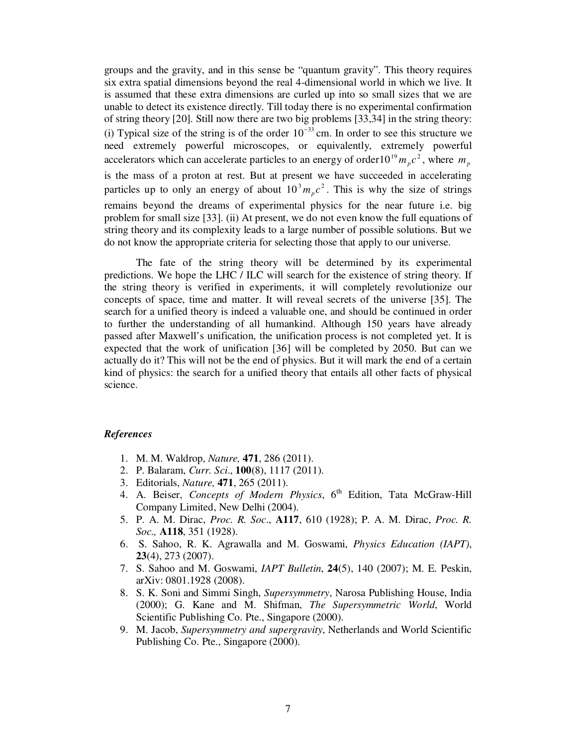groups and the gravity, and in this sense be "quantum gravity". This theory requires six extra spatial dimensions beyond the real 4-dimensional world in which we live. It is assumed that these extra dimensions are curled up into so small sizes that we are unable to detect its existence directly. Till today there is no experimental confirmation of string theory [20]. Still now there are two big problems [33,34] in the string theory: (i) Typical size of the string is of the order $10^{-33}$ cm. In order to see this structure we need extremely powerful microscopes, or equivalently, extremely powerful accelerators which can accelerate particles to an energy of order $10^{19} m_p c^2$, where $m_p$ is the mass of a proton at rest. But at present we have succeeded in accelerating particles up to only an energy of about $10^3 m_p c^2$. This is why the size of strings remains beyond the dreams of experimental physics for the near future i.e. big problem for small size [33]. (ii) At present, we do not even know the full equations of string theory and its complexity leads to a large number of possible solutions. But we do not know the appropriate criteria for selecting those that apply to our universe.

The fate of the string theory will be determined by its experimental predictions. We hope the LHC / ILC will search for the existence of string theory. If the string theory is verified in experiments, it will completely revolutionize our concepts of space, time and matter. It will reveal secrets of the universe [35]. The search for a unified theory is indeed a valuable one, and should be continued in order to further the understanding of all humankind. Although 150 years have already passed after Maxwell's unification, the unification process is not completed yet. It is expected that the work of unification [36] will be completed by 2050. But can we actually do it? This will not be the end of physics. But it will mark the end of a certain kind of physics: the search for a unified theory that entails all other facts of physical science.

### *References*

1. M. M. Waldrop, *Nature,* **471**, 286 (2011).
2. P. Balaram, *Curr. Sci*., **100**(8), 1117 (2011).
3. Editorials, *Nature,* **471**, 265 (2011).
4. A. Beiser, *Concepts of Modern Physics*, 6th Edition, Tata McGraw-Hill Company Limited, New Delhi (2004).
5. P. A. M. Dirac, *Proc. R. Soc*., **A117**, 610 (1928); P. A. M. Dirac, *Proc. R. Soc.,* **A118**, 351 (1928).
6. S. Sahoo, R. K. Agrawalla and M. Goswami, *Physics Education (IAPT)*, **23**(4), 273 (2007).
7. S. Sahoo and M. Goswami, *IAPT Bulletin*, **24**(5), 140 (2007); M. E. Peskin, arXiv: 0801.1928 (2008).
8. S. K. Soni and Simmi Singh, *Supersymmetry*, Narosa Publishing House, India (2000); G. Kane and M. Shifman, *The Supersymmetric World*, World Scientific Publishing Co. Pte., Singapore (2000).
9. M. Jacob, *Supersymmetry and supergravity*, Netherlands and World Scientific Publishing Co. Pte., Singapore (2000).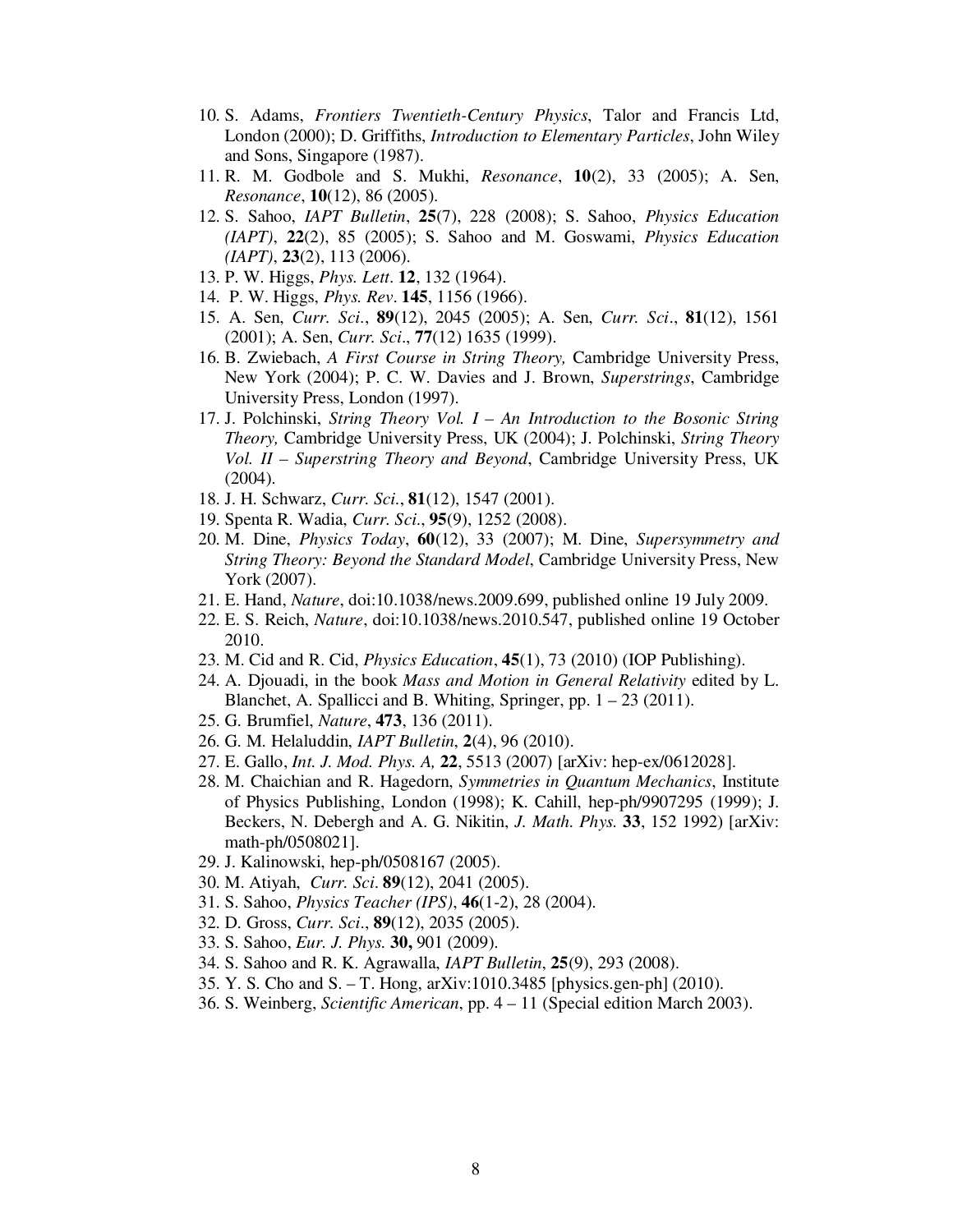10. S. Adams, *Frontiers Twentieth-Century Physics*, Talor and Francis Ltd, London (2000); D. Griffiths, *Introduction to Elementary Particles*, John Wiley and Sons, Singapore (1987).
11. R. M. Godbole and S. Mukhi, *Resonance*, **10**(2), 33 (2005); A. Sen, *Resonance*, **10**(12), 86 (2005).
12. S. Sahoo, *IAPT Bulletin*, **25**(7), 228 (2008); S. Sahoo, *Physics Education (IAPT)*, **22**(2), 85 (2005); S. Sahoo and M. Goswami, *Physics Education (IAPT)*, **23**(2), 113 (2006).
13. P. W. Higgs, *Phys. Lett*. **12**, 132 (1964).
14. P. W. Higgs, *Phys. Rev*. **145**, 1156 (1966).
15. A. Sen, *Curr. Sci*., **89**(12), 2045 (2005); A. Sen, *Curr. Sci*., **81**(12), 1561 (2001); A. Sen, *Curr. Sci*., **77**(12) 1635 (1999).
16. B. Zwiebach, *A First Course in String Theory,* Cambridge University Press, New York (2004); P. C. W. Davies and J. Brown, *Superstrings*, Cambridge University Press, London (1997).
17. J. Polchinski, *String Theory Vol. I – An Introduction to the Bosonic String Theory,* Cambridge University Press, UK (2004); J. Polchinski, *String Theory Vol. II – Superstring Theory and Beyond*, Cambridge University Press, UK (2004).
18. J. H. Schwarz, *Curr. Sci*., **81**(12), 1547 (2001).
19. Spenta R. Wadia, *Curr. Sci*., **95**(9), 1252 (2008).
20. M. Dine, *Physics Today*, **60**(12), 33 (2007); M. Dine, *Supersymmetry and String Theory: Beyond the Standard Model*, Cambridge University Press, New York (2007).
21. E. Hand, *Nature*, doi:10.1038/news.2009.699, published online 19 July 2009.
22. E. S. Reich, *Nature*, doi:10.1038/news.2010.547, published online 19 October 2010.
23. M. Cid and R. Cid, *Physics Education*, **45**(1), 73 (2010) (IOP Publishing).
24. A. Djouadi, in the book *Mass and Motion in General Relativity* edited by L. Blanchet, A. Spallicci and B. Whiting, Springer, pp. 1 – 23 (2011).
25. G. Brumfiel, *Nature*, **473**, 136 (2011).
26. G. M. Helaluddin, *IAPT Bulletin*, **2**(4), 96 (2010).
27. E. Gallo, *Int. J. Mod. Phys. A,* **22**, 5513 (2007) [arXiv: hep-ex/0612028].
28. M. Chaichian and R. Hagedorn, *Symmetries in Quantum Mechanics*, Institute of Physics Publishing, London (1998); K. Cahill, hep-ph/9907295 (1999); J. Beckers, N. Debergh and A. G. Nikitin, *J. Math. Phys.* **33**, 152 1992) [arXiv: math-ph/0508021].
29. J. Kalinowski, hep-ph/0508167 (2005).
30. M. Atiyah, *Curr. Sci*. **89**(12), 2041 (2005).
31. S. Sahoo, *Physics Teacher (IPS)*, **46**(1-2), 28 (2004).
32. D. Gross, *Curr. Sci*., **89**(12), 2035 (2005).
33. S. Sahoo, *Eur. J. Phys.* **30,** 901 (2009).
34. S. Sahoo and R. K. Agrawalla, *IAPT Bulletin*, **25**(9), 293 (2008).
35. Y. S. Cho and S. – T. Hong, arXiv:1010.3485 [physics.gen-ph] (2010).
36. S. Weinberg, *Scientific American*, pp. 4 – 11 (Special edition March 2003).